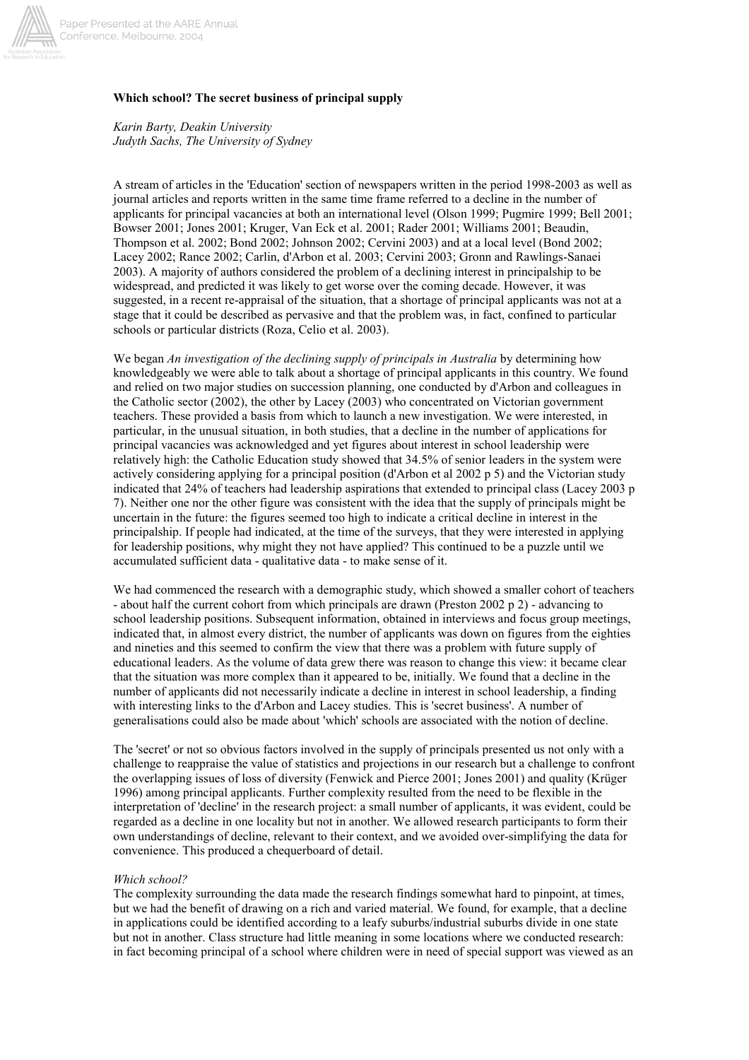**Which school? The secret business of principal supply**

*Karin Barty, Deakin University*
*Judyth Sachs, The University of Sydney*

A stream of articles in the 'Education' section of newspapers written in the period 1998-2003 as well as journal articles and reports written in the same time frame referred to a decline in the number of applicants for principal vacancies at both an international level (Olson 1999; Pugmire 1999; Bell 2001; Bowser 2001; Jones 2001; Kruger, Van Eck et al. 2001; Rader 2001; Williams 2001; Beaudin, Thompson et al. 2002; Bond 2002; Johnson 2002; Cervini 2003) and at a local level (Bond 2002; Lacey 2002; Rance 2002; Carlin, d'Arbon et al. 2003; Cervini 2003; Gronn and Rawlings-Sanaei 2003). A majority of authors considered the problem of a declining interest in principalship to be widespread, and predicted it was likely to get worse over the coming decade. However, it was suggested, in a recent re-appraisal of the situation, that a shortage of principal applicants was not at a stage that it could be described as pervasive and that the problem was, in fact, confined to particular schools or particular districts (Roza, Celio et al. 2003).

We began *An investigation of the declining supply of principals in Australia* by determining how knowledgeably we were able to talk about a shortage of principal applicants in this country. We found and relied on two major studies on succession planning, one conducted by d'Arbon and colleagues in the Catholic sector (2002), the other by Lacey (2003) who concentrated on Victorian government teachers. These provided a basis from which to launch a new investigation. We were interested, in particular, in the unusual situation, in both studies, that a decline in the number of applications for principal vacancies was acknowledged and yet figures about interest in school leadership were relatively high: the Catholic Education study showed that 34.5% of senior leaders in the system were actively considering applying for a principal position (d'Arbon et al 2002 p 5) and the Victorian study indicated that 24% of teachers had leadership aspirations that extended to principal class (Lacey 2003 p 7). Neither one nor the other figure was consistent with the idea that the supply of principals might be uncertain in the future: the figures seemed too high to indicate a critical decline in interest in the principalship. If people had indicated, at the time of the surveys, that they were interested in applying for leadership positions, why might they not have applied? This continued to be a puzzle until we accumulated sufficient data - qualitative data - to make sense of it.

We had commenced the research with a demographic study, which showed a smaller cohort of teachers - about half the current cohort from which principals are drawn (Preston 2002 p 2) - advancing to school leadership positions. Subsequent information, obtained in interviews and focus group meetings, indicated that, in almost every district, the number of applicants was down on figures from the eighties and nineties and this seemed to confirm the view that there was a problem with future supply of educational leaders. As the volume of data grew there was reason to change this view: it became clear that the situation was more complex than it appeared to be, initially. We found that a decline in the number of applicants did not necessarily indicate a decline in interest in school leadership, a finding with interesting links to the d'Arbon and Lacey studies. This is 'secret business'. A number of generalisations could also be made about 'which' schools are associated with the notion of decline.

The 'secret' or not so obvious factors involved in the supply of principals presented us not only with a challenge to reappraise the value of statistics and projections in our research but a challenge to confront the overlapping issues of loss of diversity (Fenwick and Pierce 2001; Jones 2001) and quality (Krüger 1996) among principal applicants. Further complexity resulted from the need to be flexible in the interpretation of 'decline' in the research project: a small number of applicants, it was evident, could be regarded as a decline in one locality but not in another. We allowed research participants to form their own understandings of decline, relevant to their context, and we avoided over-simplifying the data for convenience. This produced a chequerboard of detail.

*Which school?*

The complexity surrounding the data made the research findings somewhat hard to pinpoint, at times, but we had the benefit of drawing on a rich and varied material. We found, for example, that a decline in applications could be identified according to a leafy suburbs/industrial suburbs divide in one state but not in another. Class structure had little meaning in some locations where we conducted research: in fact becoming principal of a school where children were in need of special support was viewed as an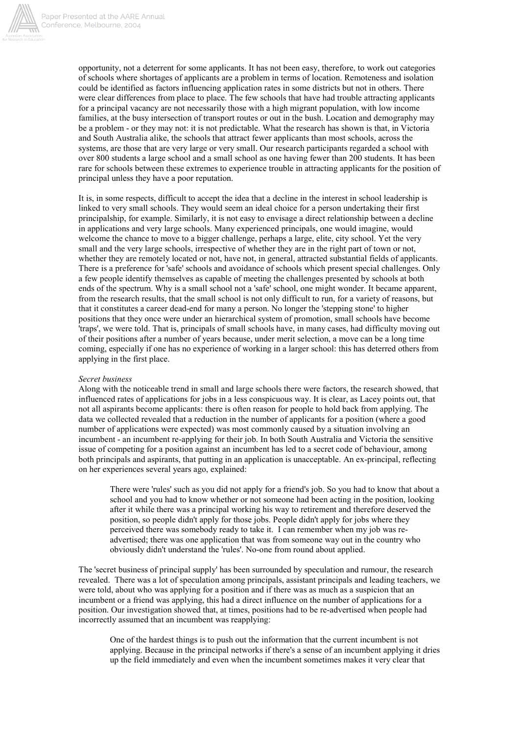opportunity, not a deterrent for some applicants. It has not been easy, therefore, to work out categories of schools where shortages of applicants are a problem in terms of location. Remoteness and isolation could be identified as factors influencing application rates in some districts but not in others. There were clear differences from place to place. The few schools that have had trouble attracting applicants for a principal vacancy are not necessarily those with a high migrant population, with low income families, at the busy intersection of transport routes or out in the bush. Location and demography may be a problem - or they may not: it is not predictable. What the research has shown is that, in Victoria and South Australia alike, the schools that attract fewer applicants than most schools, across the systems, are those that are very large or very small. Our research participants regarded a school with over 800 students a large school and a small school as one having fewer than 200 students. It has been rare for schools between these extremes to experience trouble in attracting applicants for the position of principal unless they have a poor reputation.

It is, in some respects, difficult to accept the idea that a decline in the interest in school leadership is linked to very small schools. They would seem an ideal choice for a person undertaking their first principalship, for example. Similarly, it is not easy to envisage a direct relationship between a decline in applications and very large schools. Many experienced principals, one would imagine, would welcome the chance to move to a bigger challenge, perhaps a large, elite, city school. Yet the very small and the very large schools, irrespective of whether they are in the right part of town or not, whether they are remotely located or not, have not, in general, attracted substantial fields of applicants. There is a preference for 'safe' schools and avoidance of schools which present special challenges. Only a few people identify themselves as capable of meeting the challenges presented by schools at both ends of the spectrum. Why is a small school not a 'safe' school, one might wonder. It became apparent, from the research results, that the small school is not only difficult to run, for a variety of reasons, but that it constitutes a career dead-end for many a person. No longer the 'stepping stone' to higher positions that they once were under an hierarchical system of promotion, small schools have become 'traps', we were told. That is, principals of small schools have, in many cases, had difficulty moving out of their positions after a number of years because, under merit selection, a move can be a long time coming, especially if one has no experience of working in a larger school: this has deterred others from applying in the first place.

*Secret business*

Along with the noticeable trend in small and large schools there were factors, the research showed, that influenced rates of applications for jobs in a less conspicuous way. It is clear, as Lacey points out, that not all aspirants become applicants: there is often reason for people to hold back from applying. The data we collected revealed that a reduction in the number of applicants for a position (where a good number of applications were expected) was most commonly caused by a situation involving an incumbent - an incumbent re-applying for their job. In both South Australia and Victoria the sensitive issue of competing for a position against an incumbent has led to a secret code of behaviour, among both principals and aspirants, that putting in an application is unacceptable. An ex-principal, reflecting on her experiences several years ago, explained:

> There were 'rules' such as you did not apply for a friend's job. So you had to know that about a school and you had to know whether or not someone had been acting in the position, looking after it while there was a principal working his way to retirement and therefore deserved the position, so people didn't apply for those jobs. People didn't apply for jobs where they perceived there was somebody ready to take it. I can remember when my job was re-advertised; there was one application that was from someone way out in the country who obviously didn't understand the 'rules'. No-one from round about applied.

The 'secret business of principal supply' has been surrounded by speculation and rumour, the research revealed. There was a lot of speculation among principals, assistant principals and leading teachers, we were told, about who was applying for a position and if there was as much as a suspicion that an incumbent or a friend was applying, this had a direct influence on the number of applications for a position. Our investigation showed that, at times, positions had to be re-advertised when people had incorrectly assumed that an incumbent was reapplying:

> One of the hardest things is to push out the information that the current incumbent is not applying. Because in the principal networks if there's a sense of an incumbent applying it dries up the field immediately and even when the incumbent sometimes makes it very clear that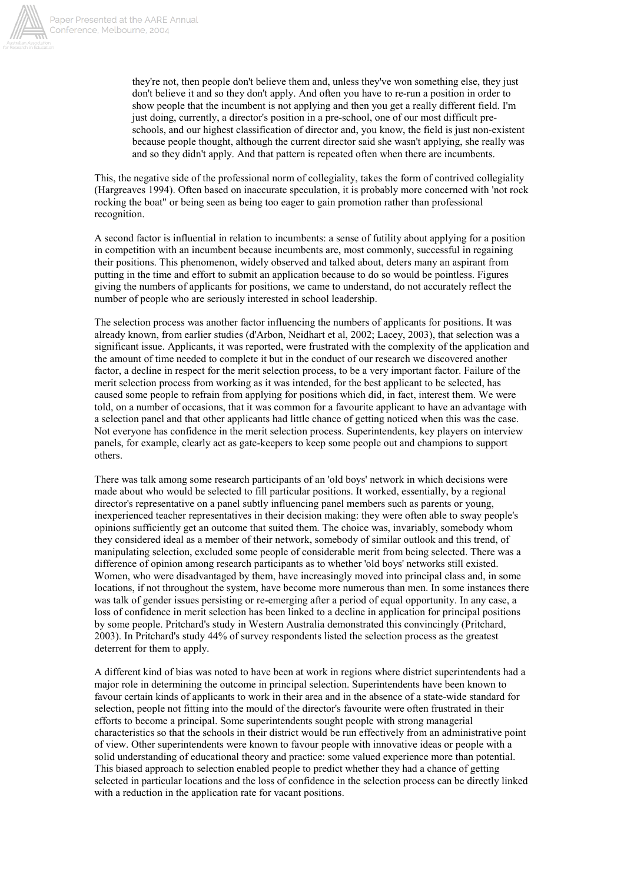> they're not, then people don't believe them and, unless they've won something else, they just don't believe it and so they don't apply. And often you have to re-run a position in order to show people that the incumbent is not applying and then you get a really different field. I'm just doing, currently, a director's position in a pre-school, one of our most difficult pre-schools, and our highest classification of director and, you know, the field is just non-existent because people thought, although the current director said she wasn't applying, she really was and so they didn't apply. And that pattern is repeated often when there are incumbents.

This, the negative side of the professional norm of collegiality, takes the form of contrived collegiality (Hargreaves 1994). Often based on inaccurate speculation, it is probably more concerned with 'not rock rocking the boat" or being seen as being too eager to gain promotion rather than professional recognition.

A second factor is influential in relation to incumbents: a sense of futility about applying for a position in competition with an incumbent because incumbents are, most commonly, successful in regaining their positions. This phenomenon, widely observed and talked about, deters many an aspirant from putting in the time and effort to submit an application because to do so would be pointless. Figures giving the numbers of applicants for positions, we came to understand, do not accurately reflect the number of people who are seriously interested in school leadership.

The selection process was another factor influencing the numbers of applicants for positions. It was already known, from earlier studies (d'Arbon, Neidhart et al, 2002; Lacey, 2003), that selection was a significant issue. Applicants, it was reported, were frustrated with the complexity of the application and the amount of time needed to complete it but in the conduct of our research we discovered another factor, a decline in respect for the merit selection process, to be a very important factor. Failure of the merit selection process from working as it was intended, for the best applicant to be selected, has caused some people to refrain from applying for positions which did, in fact, interest them. We were told, on a number of occasions, that it was common for a favourite applicant to have an advantage with a selection panel and that other applicants had little chance of getting noticed when this was the case. Not everyone has confidence in the merit selection process. Superintendents, key players on interview panels, for example, clearly act as gate-keepers to keep some people out and champions to support others.

There was talk among some research participants of an 'old boys' network in which decisions were made about who would be selected to fill particular positions. It worked, essentially, by a regional director's representative on a panel subtly influencing panel members such as parents or young, inexperienced teacher representatives in their decision making: they were often able to sway people's opinions sufficiently get an outcome that suited them. The choice was, invariably, somebody whom they considered ideal as a member of their network, somebody of similar outlook and this trend, of manipulating selection, excluded some people of considerable merit from being selected. There was a difference of opinion among research participants as to whether 'old boys' networks still existed. Women, who were disadvantaged by them, have increasingly moved into principal class and, in some locations, if not throughout the system, have become more numerous than men. In some instances there was talk of gender issues persisting or re-emerging after a period of equal opportunity. In any case, a loss of confidence in merit selection has been linked to a decline in application for principal positions by some people. Pritchard's study in Western Australia demonstrated this convincingly (Pritchard, 2003). In Pritchard's study 44% of survey respondents listed the selection process as the greatest deterrent for them to apply.

A different kind of bias was noted to have been at work in regions where district superintendents had a major role in determining the outcome in principal selection. Superintendents have been known to favour certain kinds of applicants to work in their area and in the absence of a state-wide standard for selection, people not fitting into the mould of the director's favourite were often frustrated in their efforts to become a principal. Some superintendents sought people with strong managerial characteristics so that the schools in their district would be run effectively from an administrative point of view. Other superintendents were known to favour people with innovative ideas or people with a solid understanding of educational theory and practice: some valued experience more than potential. This biased approach to selection enabled people to predict whether they had a chance of getting selected in particular locations and the loss of confidence in the selection process can be directly linked with a reduction in the application rate for vacant positions.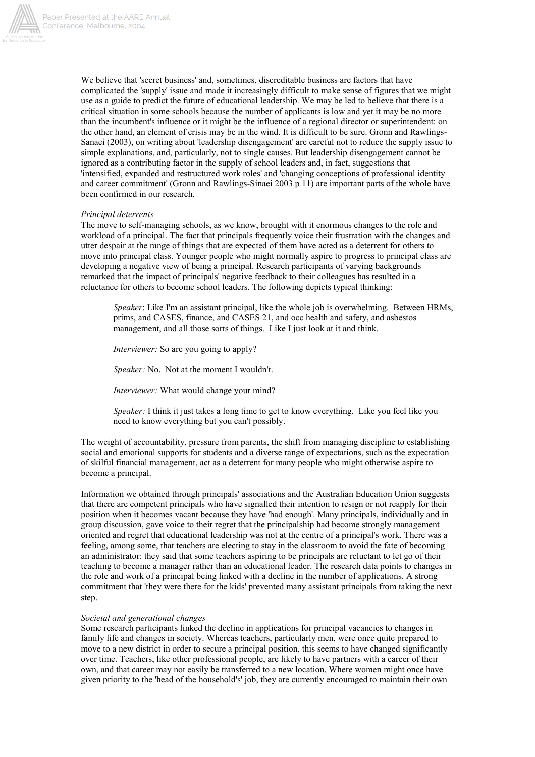We believe that 'secret business' and, sometimes, discreditable business are factors that have complicated the 'supply' issue and made it increasingly difficult to make sense of figures that we might use as a guide to predict the future of educational leadership. We may be led to believe that there is a critical situation in some schools because the number of applicants is low and yet it may be no more than the incumbent's influence or it might be the influence of a regional director or superintendent: on the other hand, an element of crisis may be in the wind. It is difficult to be sure. Gronn and Rawlings-Sanaei (2003), on writing about 'leadership disengagement' are careful not to reduce the supply issue to simple explanations, and, particularly, not to single causes. But leadership disengagement cannot be ignored as a contributing factor in the supply of school leaders and, in fact, suggestions that 'intensified, expanded and restructured work roles' and 'changing conceptions of professional identity and career commitment' (Gronn and Rawlings-Sinaei 2003 p 11) are important parts of the whole have been confirmed in our research.

*Principal deterrents*

The move to self-managing schools, as we know, brought with it enormous changes to the role and workload of a principal. The fact that principals frequently voice their frustration with the changes and utter despair at the range of things that are expected of them have acted as a deterrent for others to move into principal class. Younger people who might normally aspire to progress to principal class are developing a negative view of being a principal. Research participants of varying backgrounds remarked that the impact of principals' negative feedback to their colleagues has resulted in a reluctance for others to become school leaders. The following depicts typical thinking:

> *Speaker*: Like I'm an assistant principal, like the whole job is overwhelming. Between HRMs, prims, and CASES, finance, and CASES 21, and occ health and safety, and asbestos management, and all those sorts of things. Like I just look at it and think.
>
> *Interviewer:* So are you going to apply?
>
> *Speaker:* No. Not at the moment I wouldn't.
>
> *Interviewer:* What would change your mind?
>
> *Speaker:* I think it just takes a long time to get to know everything. Like you feel like you need to know everything but you can't possibly.

The weight of accountability, pressure from parents, the shift from managing discipline to establishing social and emotional supports for students and a diverse range of expectations, such as the expectation of skilful financial management, act as a deterrent for many people who might otherwise aspire to become a principal.

Information we obtained through principals' associations and the Australian Education Union suggests that there are competent principals who have signalled their intention to resign or not reapply for their position when it becomes vacant because they have 'had enough'. Many principals, individually and in group discussion, gave voice to their regret that the principalship had become strongly management oriented and regret that educational leadership was not at the centre of a principal's work. There was a feeling, among some, that teachers are electing to stay in the classroom to avoid the fate of becoming an administrator: they said that some teachers aspiring to be principals are reluctant to let go of their teaching to become a manager rather than an educational leader. The research data points to changes in the role and work of a principal being linked with a decline in the number of applications. A strong commitment that 'they were there for the kids' prevented many assistant principals from taking the next step.

*Societal and generational changes*

Some research participants linked the decline in applications for principal vacancies to changes in family life and changes in society. Whereas teachers, particularly men, were once quite prepared to move to a new district in order to secure a principal position, this seems to have changed significantly over time. Teachers, like other professional people, are likely to have partners with a career of their own, and that career may not easily be transferred to a new location. Where women might once have given priority to the 'head of the household's' job, they are currently encouraged to maintain their own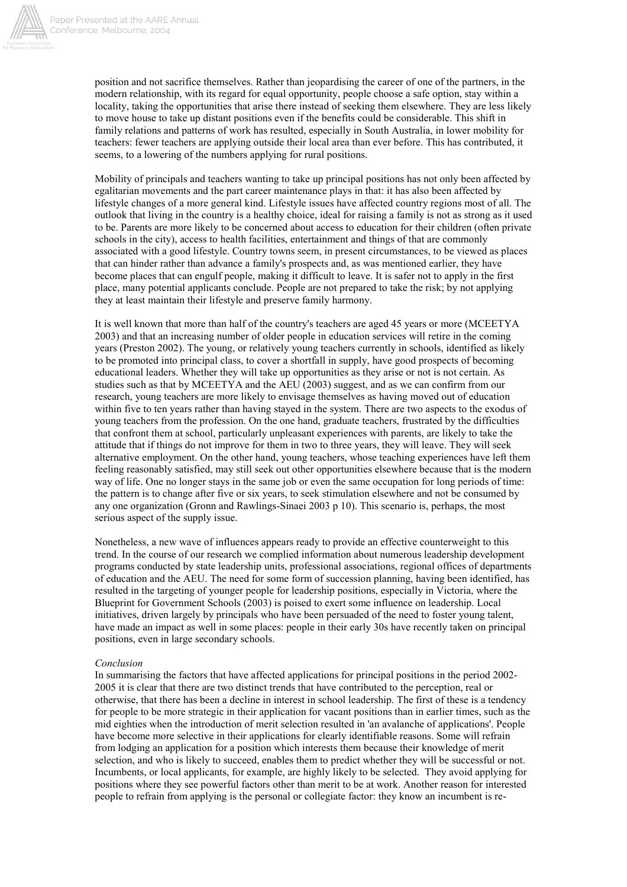position and not sacrifice themselves. Rather than jeopardising the career of one of the partners, in the modern relationship, with its regard for equal opportunity, people choose a safe option, stay within a locality, taking the opportunities that arise there instead of seeking them elsewhere. They are less likely to move house to take up distant positions even if the benefits could be considerable. This shift in family relations and patterns of work has resulted, especially in South Australia, in lower mobility for teachers: fewer teachers are applying outside their local area than ever before. This has contributed, it seems, to a lowering of the numbers applying for rural positions.

Mobility of principals and teachers wanting to take up principal positions has not only been affected by egalitarian movements and the part career maintenance plays in that: it has also been affected by lifestyle changes of a more general kind. Lifestyle issues have affected country regions most of all. The outlook that living in the country is a healthy choice, ideal for raising a family is not as strong as it used to be. Parents are more likely to be concerned about access to education for their children (often private schools in the city), access to health facilities, entertainment and things of that are commonly associated with a good lifestyle. Country towns seem, in present circumstances, to be viewed as places that can hinder rather than advance a family's prospects and, as was mentioned earlier, they have become places that can engulf people, making it difficult to leave. It is safer not to apply in the first place, many potential applicants conclude. People are not prepared to take the risk; by not applying they at least maintain their lifestyle and preserve family harmony.

It is well known that more than half of the country's teachers are aged 45 years or more (MCEETYA 2003) and that an increasing number of older people in education services will retire in the coming years (Preston 2002). The young, or relatively young teachers currently in schools, identified as likely to be promoted into principal class, to cover a shortfall in supply, have good prospects of becoming educational leaders. Whether they will take up opportunities as they arise or not is not certain. As studies such as that by MCEETYA and the AEU (2003) suggest, and as we can confirm from our research, young teachers are more likely to envisage themselves as having moved out of education within five to ten years rather than having stayed in the system. There are two aspects to the exodus of young teachers from the profession. On the one hand, graduate teachers, frustrated by the difficulties that confront them at school, particularly unpleasant experiences with parents, are likely to take the attitude that if things do not improve for them in two to three years, they will leave. They will seek alternative employment. On the other hand, young teachers, whose teaching experiences have left them feeling reasonably satisfied, may still seek out other opportunities elsewhere because that is the modern way of life. One no longer stays in the same job or even the same occupation for long periods of time: the pattern is to change after five or six years, to seek stimulation elsewhere and not be consumed by any one organization (Gronn and Rawlings-Sinaei 2003 p 10). This scenario is, perhaps, the most serious aspect of the supply issue.

Nonetheless, a new wave of influences appears ready to provide an effective counterweight to this trend. In the course of our research we complied information about numerous leadership development programs conducted by state leadership units, professional associations, regional offices of departments of education and the AEU. The need for some form of succession planning, having been identified, has resulted in the targeting of younger people for leadership positions, especially in Victoria, where the Blueprint for Government Schools (2003) is poised to exert some influence on leadership. Local initiatives, driven largely by principals who have been persuaded of the need to foster young talent, have made an impact as well in some places: people in their early 30s have recently taken on principal positions, even in large secondary schools.

*Conclusion*

In summarising the factors that have affected applications for principal positions in the period 2002-2005 it is clear that there are two distinct trends that have contributed to the perception, real or otherwise, that there has been a decline in interest in school leadership. The first of these is a tendency for people to be more strategic in their application for vacant positions than in earlier times, such as the mid eighties when the introduction of merit selection resulted in 'an avalanche of applications'. People have become more selective in their applications for clearly identifiable reasons. Some will refrain from lodging an application for a position which interests them because their knowledge of merit selection, and who is likely to succeed, enables them to predict whether they will be successful or not. Incumbents, or local applicants, for example, are highly likely to be selected. They avoid applying for positions where they see powerful factors other than merit to be at work. Another reason for interested people to refrain from applying is the personal or collegiate factor: they know an incumbent is re-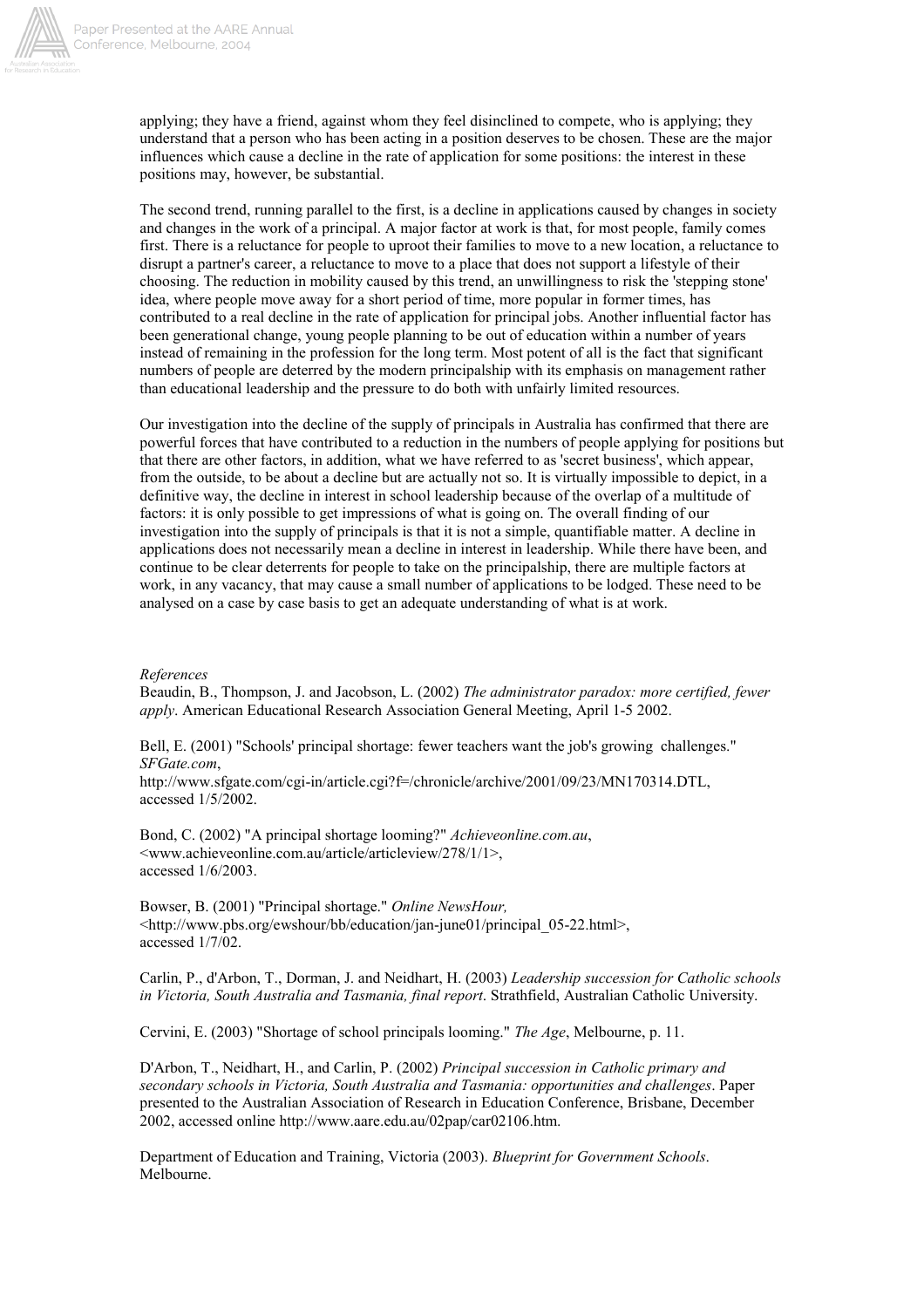applying; they have a friend, against whom they feel disinclined to compete, who is applying; they understand that a person who has been acting in a position deserves to be chosen. These are the major influences which cause a decline in the rate of application for some positions: the interest in these positions may, however, be substantial.

The second trend, running parallel to the first, is a decline in applications caused by changes in society and changes in the work of a principal. A major factor at work is that, for most people, family comes first. There is a reluctance for people to uproot their families to move to a new location, a reluctance to disrupt a partner's career, a reluctance to move to a place that does not support a lifestyle of their choosing. The reduction in mobility caused by this trend, an unwillingness to risk the 'stepping stone' idea, where people move away for a short period of time, more popular in former times, has contributed to a real decline in the rate of application for principal jobs. Another influential factor has been generational change, young people planning to be out of education within a number of years instead of remaining in the profession for the long term. Most potent of all is the fact that significant numbers of people are deterred by the modern principalship with its emphasis on management rather than educational leadership and the pressure to do both with unfairly limited resources.

Our investigation into the decline of the supply of principals in Australia has confirmed that there are powerful forces that have contributed to a reduction in the numbers of people applying for positions but that there are other factors, in addition, what we have referred to as 'secret business', which appear, from the outside, to be about a decline but are actually not so. It is virtually impossible to depict, in a definitive way, the decline in interest in school leadership because of the overlap of a multitude of factors: it is only possible to get impressions of what is going on. The overall finding of our investigation into the supply of principals is that it is not a simple, quantifiable matter. A decline in applications does not necessarily mean a decline in interest in leadership. While there have been, and continue to be clear deterrents for people to take on the principalship, there are multiple factors at work, in any vacancy, that may cause a small number of applications to be lodged. These need to be analysed on a case by case basis to get an adequate understanding of what is at work.

*References*

Beaudin, B., Thompson, J. and Jacobson, L. (2002) *The administrator paradox: more certified, fewer apply*. American Educational Research Association General Meeting, April 1-5 2002.

Bell, E. (2001) "Schools' principal shortage: fewer teachers want the job's growing challenges." *SFGate.com*, http://www.sfgate.com/cgi-in/article.cgi?f=/chronicle/archive/2001/09/23/MN170314.DTL, accessed 1/5/2002.

Bond, C. (2002) "A principal shortage looming?" *Achieveonline.com.au*, <www.achieveonline.com.au/article/articleview/278/1/1>, accessed 1/6/2003.

Bowser, B. (2001) "Principal shortage." *Online NewsHour,* <http://www.pbs.org/ewshour/bb/education/jan-june01/principal_05-22.html>, accessed 1/7/02.

Carlin, P., d'Arbon, T., Dorman, J. and Neidhart, H. (2003) *Leadership succession for Catholic schools in Victoria, South Australia and Tasmania, final report*. Strathfield, Australian Catholic University.

Cervini, E. (2003) "Shortage of school principals looming." *The Age*, Melbourne, p. 11.

D'Arbon, T., Neidhart, H., and Carlin, P. (2002) *Principal succession in Catholic primary and secondary schools in Victoria, South Australia and Tasmania: opportunities and challenges*. Paper presented to the Australian Association of Research in Education Conference, Brisbane, December 2002, accessed online http://www.aare.edu.au/02pap/car02106.htm.

Department of Education and Training, Victoria (2003). *Blueprint for Government Schools*. Melbourne.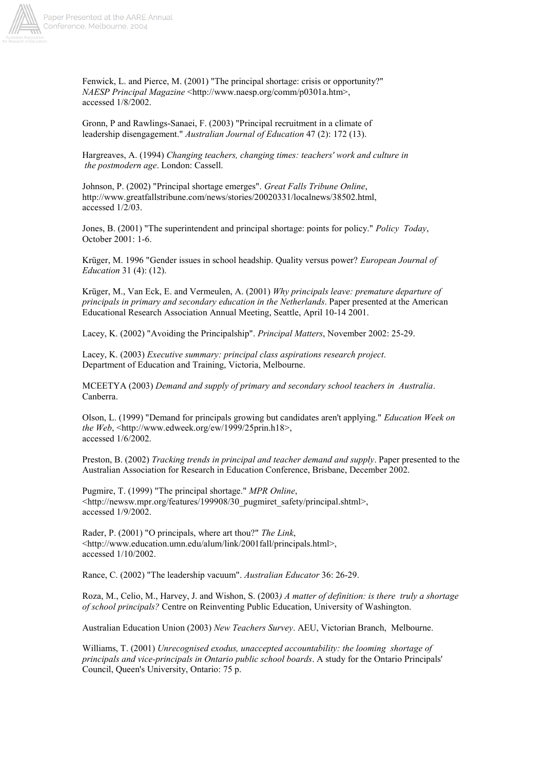Fenwick, L. and Pierce, M. (2001) "The principal shortage: crisis or opportunity?" *NAESP Principal Magazine* <http://www.naesp.org/comm/p0301a.htm>, accessed 1/8/2002.

Gronn, P and Rawlings-Sanaei, F. (2003) "Principal recruitment in a climate of leadership disengagement." *Australian Journal of Education* 47 (2): 172 (13).

Hargreaves, A. (1994) *Changing teachers, changing times: teachers' work and culture in the postmodern age*. London: Cassell.

Johnson, P. (2002) "Principal shortage emerges". *Great Falls Tribune Online*, http://www.greatfallstribune.com/news/stories/20020331/localnews/38502.html, accessed 1/2/03.

Jones, B. (2001) "The superintendent and principal shortage: points for policy." *Policy Today*, October 2001: 1-6.

Krüger, M. 1996 "Gender issues in school headship. Quality versus power? *European Journal of Education* 31 (4): (12).

Krüger, M., Van Eck, E. and Vermeulen, A. (2001) *Why principals leave: premature departure of principals in primary and secondary education in the Netherlands*. Paper presented at the American Educational Research Association Annual Meeting, Seattle, April 10-14 2001.

Lacey, K. (2002) "Avoiding the Principalship". *Principal Matters*, November 2002: 25-29.

Lacey, K. (2003) *Executive summary: principal class aspirations research project*. Department of Education and Training, Victoria, Melbourne.

MCEETYA (2003) *Demand and supply of primary and secondary school teachers in Australia*. Canberra.

Olson, L. (1999) "Demand for principals growing but candidates aren't applying." *Education Week on the Web*, <http://www.edweek.org/ew/1999/25prin.h18>, accessed 1/6/2002.

Preston, B. (2002) *Tracking trends in principal and teacher demand and supply*. Paper presented to the Australian Association for Research in Education Conference, Brisbane, December 2002.

Pugmire, T. (1999) "The principal shortage." *MPR Online*, <http://newsw.mpr.org/features/199908/30_pugmiret_safety/principal.shtml>, accessed 1/9/2002.

Rader, P. (2001) "O principals, where art thou?" *The Link*, <http://www.education.umn.edu/alum/link/2001fall/principals.html>, accessed 1/10/2002.

Rance, C. (2002) "The leadership vacuum". *Australian Educator* 36: 26-29.

Roza, M., Celio, M., Harvey, J. and Wishon, S. (2003*) A matter of definition: is there truly a shortage of school principals?* Centre on Reinventing Public Education, University of Washington.

Australian Education Union (2003) *New Teachers Survey*. AEU, Victorian Branch, Melbourne.

Williams, T. (2001) *Unrecognised exodus, unaccepted accountability: the looming shortage of principals and vice-principals in Ontario public school boards*. A study for the Ontario Principals' Council, Queen's University, Ontario: 75 p.